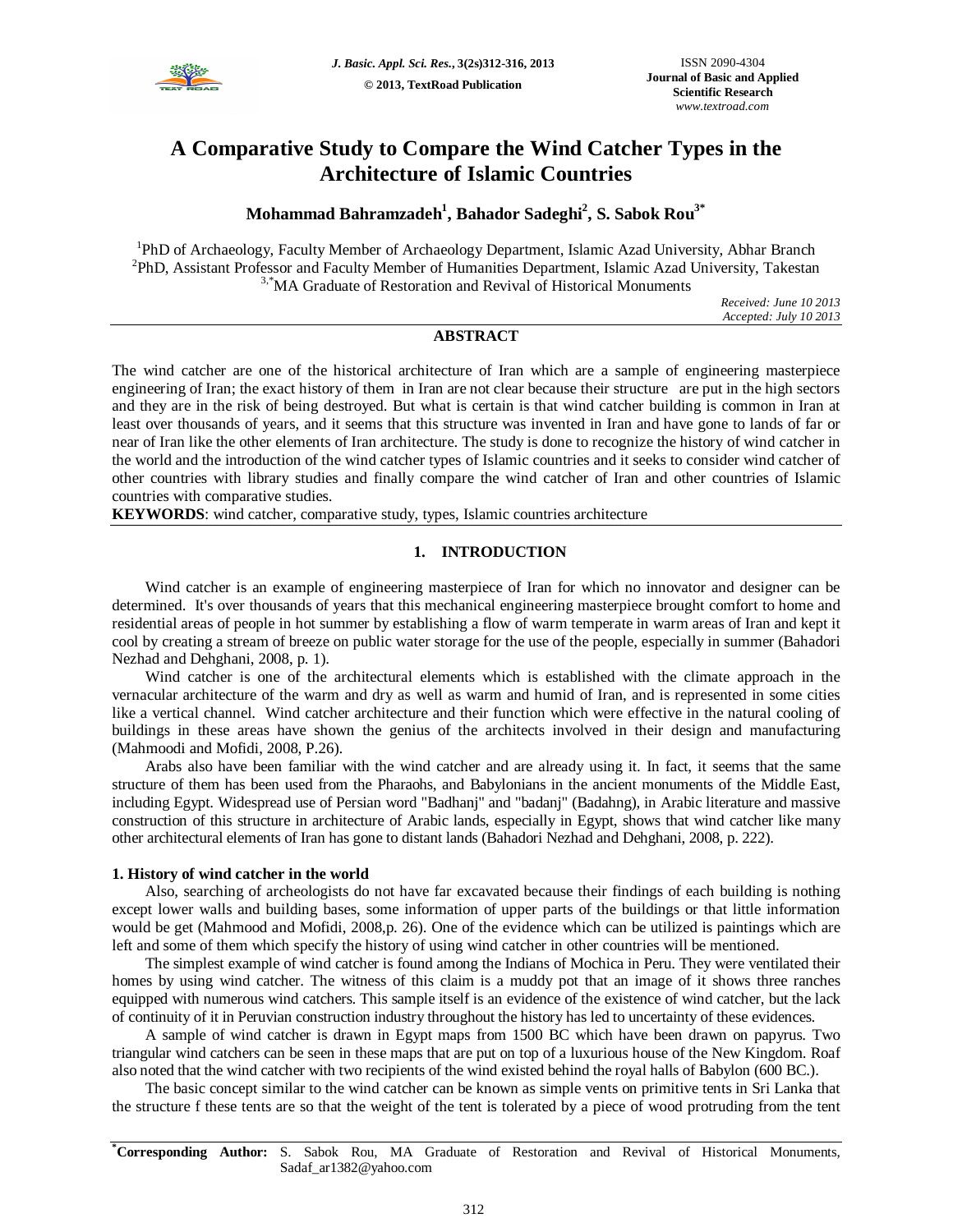# A Comparative Study to Compare the Wind Catcher Types in the Architecture of Islamic Countries

**Mohammad Bahramzadeh[1], Bahador Sadeghi[2], S. Sabok Rou[3*]**

[1]PhD of Archaeology, Faculty Member of Archaeology Department, Islamic Azad University, Abhar Branch
[2]PhD, Assistant Professor and Faculty Member of Humanities Department, Islamic Azad University, Takestan
[3,*]MA Graduate of Restoration and Revival of Historical Monuments

*Received: June 10 2013*
*Accepted: July 10 2013*

## ABSTRACT

The wind catcher are one of the historical architecture of Iran which are a sample of engineering masterpiece engineering of Iran; the exact history of them in Iran are not clear because their structure are put in the high sectors and they are in the risk of being destroyed. But what is certain is that wind catcher building is common in Iran at least over thousands of years, and it seems that this structure was invented in Iran and have gone to lands of far or near of Iran like the other elements of Iran architecture. The study is done to recognize the history of wind catcher in the world and the introduction of the wind catcher types of Islamic countries and it seeks to consider wind catcher of other countries with library studies and finally compare the wind catcher of Iran and other countries of Islamic countries with comparative studies.

**KEYWORDS**: wind catcher, comparative study, types, Islamic countries architecture

## 1. INTRODUCTION

Wind catcher is an example of engineering masterpiece of Iran for which no innovator and designer can be determined. It's over thousands of years that this mechanical engineering masterpiece brought comfort to home and residential areas of people in hot summer by establishing a flow of warm temperate in warm areas of Iran and kept it cool by creating a stream of breeze on public water storage for the use of the people, especially in summer (Bahadori Nezhad and Dehghani, 2008, p. 1).

Wind catcher is one of the architectural elements which is established with the climate approach in the vernacular architecture of the warm and dry as well as warm and humid of Iran, and is represented in some cities like a vertical channel. Wind catcher architecture and their function which were effective in the natural cooling of buildings in these areas have shown the genius of the architects involved in their design and manufacturing (Mahmoodi and Mofidi, 2008, P.26).

Arabs also have been familiar with the wind catcher and are already using it. In fact, it seems that the same structure of them has been used from the Pharaohs, and Babylonians in the ancient monuments of the Middle East, including Egypt. Widespread use of Persian word "Badhanj" and "badanj" (Badahng), in Arabic literature and massive construction of this structure in architecture of Arabic lands, especially in Egypt, shows that wind catcher like many other architectural elements of Iran has gone to distant lands (Bahadori Nezhad and Dehghani, 2008, p. 222).

### 1. History of wind catcher in the world

Also, searching of archeologists do not have far excavated because their findings of each building is nothing except lower walls and building bases, some information of upper parts of the buildings or that little information would be get (Mahmood and Mofidi, 2008,p. 26). One of the evidence which can be utilized is paintings which are left and some of them which specify the history of using wind catcher in other countries will be mentioned.

The simplest example of wind catcher is found among the Indians of Mochica in Peru. They were ventilated their homes by using wind catcher. The witness of this claim is a muddy pot that an image of it shows three ranches equipped with numerous wind catchers. This sample itself is an evidence of the existence of wind catcher, but the lack of continuity of it in Peruvian construction industry throughout the history has led to uncertainty of these evidences.

A sample of wind catcher is drawn in Egypt maps from 1500 BC which have been drawn on papyrus. Two triangular wind catchers can be seen in these maps that are put on top of a luxurious house of the New Kingdom. Roaf also noted that the wind catcher with two recipients of the wind existed behind the royal halls of Babylon (600 BC.).

The basic concept similar to the wind catcher can be known as simple vents on primitive tents in Sri Lanka that the structure f these tents are so that the weight of the tent is tolerated by a piece of wood protruding from the tent

---

**[*]Corresponding Author:** S. Sabok Rou, MA Graduate of Restoration and Revival of Historical Monuments, Sadaf_ar1382@yahoo.com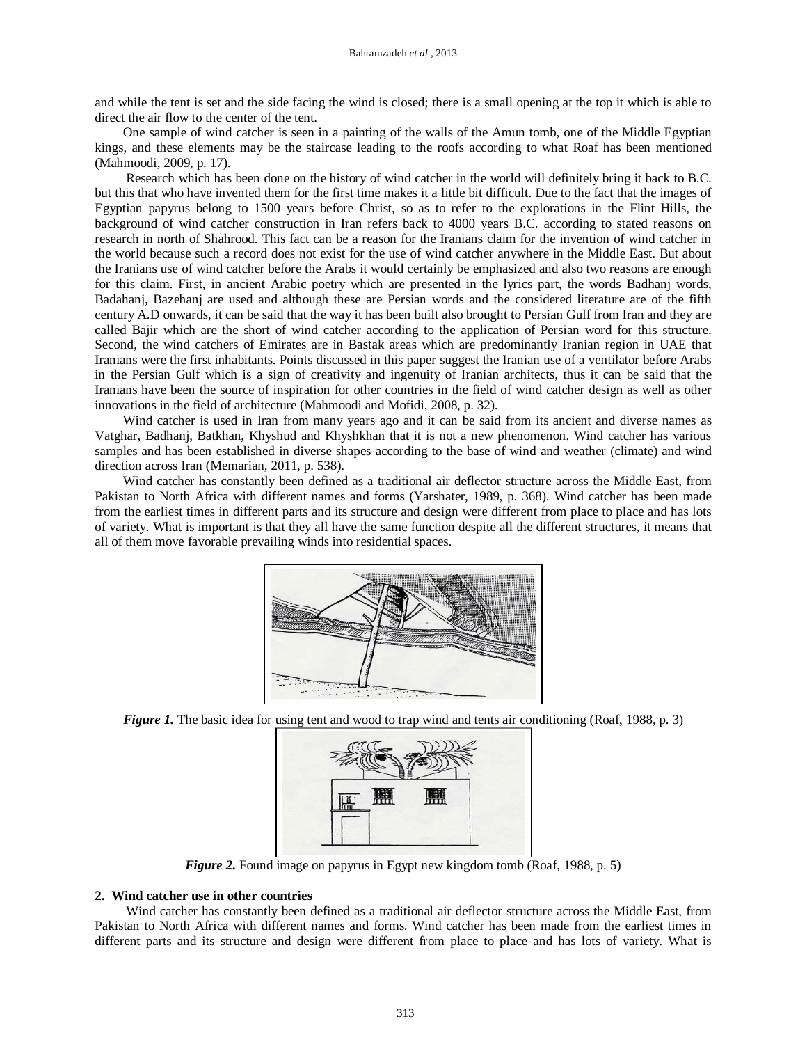and while the tent is set and the side facing the wind is closed; there is a small opening at the top it which is able to direct the air flow to the center of the tent.

One sample of wind catcher is seen in a painting of the walls of the Amun tomb, one of the Middle Egyptian kings, and these elements may be the staircase leading to the roofs according to what Roaf has been mentioned (Mahmoodi, 2009, p. 17).

Research which has been done on the history of wind catcher in the world will definitely bring it back to B.C. but this that who have invented them for the first time makes it a little bit difficult. Due to the fact that the images of Egyptian papyrus belong to 1500 years before Christ, so as to refer to the explorations in the Flint Hills, the background of wind catcher construction in Iran refers back to 4000 years B.C. according to stated reasons on research in north of Shahrood. This fact can be a reason for the Iranians claim for the invention of wind catcher in the world because such a record does not exist for the use of wind catcher anywhere in the Middle East. But about the Iranians use of wind catcher before the Arabs it would certainly be emphasized and also two reasons are enough for this claim. First, in ancient Arabic poetry which are presented in the lyrics part, the words Badhanj words, Badahanj, Bazehanj are used and although these are Persian words and the considered literature are of the fifth century A.D onwards, it can be said that the way it has been built also brought to Persian Gulf from Iran and they are called Bajir which are the short of wind catcher according to the application of Persian word for this structure. Second, the wind catchers of Emirates are in Bastak areas which are predominantly Iranian region in UAE that Iranians were the first inhabitants. Points discussed in this paper suggest the Iranian use of a ventilator before Arabs in the Persian Gulf which is a sign of creativity and ingenuity of Iranian architects, thus it can be said that the Iranians have been the source of inspiration for other countries in the field of wind catcher design as well as other innovations in the field of architecture (Mahmoodi and Mofidi, 2008, p. 32).

Wind catcher is used in Iran from many years ago and it can be said from its ancient and diverse names as Vatghar, Badhanj, Batkhan, Khyshud and Khyshkhan that it is not a new phenomenon. Wind catcher has various samples and has been established in diverse shapes according to the base of wind and weather (climate) and wind direction across Iran (Memarian, 2011, p. 538).

Wind catcher has constantly been defined as a traditional air deflector structure across the Middle East, from Pakistan to North Africa with different names and forms (Yarshater, 1989, p. 368). Wind catcher has been made from the earliest times in different parts and its structure and design were different from place to place and has lots of variety. What is important is that they all have the same function despite all the different structures, it means that all of them move favorable prevailing winds into residential spaces.

***Figure 1.*** The basic idea for using tent and wood to trap wind and tents air conditioning (Roaf, 1988, p. 3)

***Figure 2.*** Found image on papyrus in Egypt new kingdom tomb (Roaf, 1988, p. 5)

## 2. Wind catcher use in other countries

Wind catcher has constantly been defined as a traditional air deflector structure across the Middle East, from Pakistan to North Africa with different names and forms. Wind catcher has been made from the earliest times in different parts and its structure and design were different from place to place and has lots of variety. What is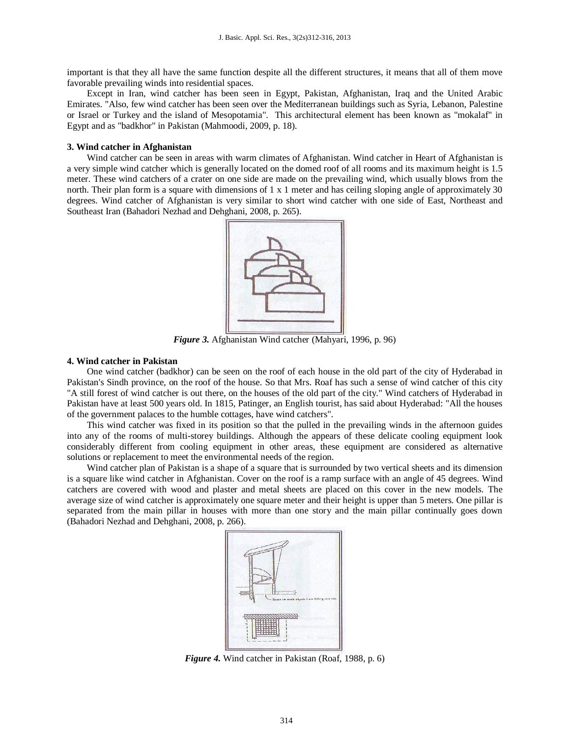important is that they all have the same function despite all the different structures, it means that all of them move favorable prevailing winds into residential spaces.

Except in Iran, wind catcher has been seen in Egypt, Pakistan, Afghanistan, Iraq and the United Arabic Emirates. "Also, few wind catcher has been seen over the Mediterranean buildings such as Syria, Lebanon, Palestine or Israel or Turkey and the island of Mesopotamia". This architectural element has been known as "mokalaf" in Egypt and as "badkhor" in Pakistan (Mahmoodi, 2009, p. 18).

### 3. Wind catcher in Afghanistan

Wind catcher can be seen in areas with warm climates of Afghanistan. Wind catcher in Heart of Afghanistan is a very simple wind catcher which is generally located on the domed roof of all rooms and its maximum height is 1.5 meter. These wind catchers of a crater on one side are made on the prevailing wind, which usually blows from the north. Their plan form is a square with dimensions of 1 x 1 meter and has ceiling sloping angle of approximately 30 degrees. Wind catcher of Afghanistan is very similar to short wind catcher with one side of East, Northeast and Southeast Iran (Bahadori Nezhad and Dehghani, 2008, p. 265).

***Figure 3.*** Afghanistan Wind catcher (Mahyari, 1996, p. 96)

### 4. Wind catcher in Pakistan

One wind catcher (badkhor) can be seen on the roof of each house in the old part of the city of Hyderabad in Pakistan's Sindh province, on the roof of the house. So that Mrs. Roaf has such a sense of wind catcher of this city "A still forest of wind catcher is out there, on the houses of the old part of the city." Wind catchers of Hyderabad in Pakistan have at least 500 years old. In 1815, Patinger, an English tourist, has said about Hyderabad: "All the houses of the government palaces to the humble cottages, have wind catchers".

This wind catcher was fixed in its position so that the pulled in the prevailing winds in the afternoon guides into any of the rooms of multi-storey buildings. Although the appears of these delicate cooling equipment look considerably different from cooling equipment in other areas, these equipment are considered as alternative solutions or replacement to meet the environmental needs of the region.

Wind catcher plan of Pakistan is a shape of a square that is surrounded by two vertical sheets and its dimension is a square like wind catcher in Afghanistan. Cover on the roof is a ramp surface with an angle of 45 degrees. Wind catchers are covered with wood and plaster and metal sheets are placed on this cover in the new models. The average size of wind catcher is approximately one square meter and their height is upper than 5 meters. One pillar is separated from the main pillar in houses with more than one story and the main pillar continually goes down (Bahadori Nezhad and Dehghani, 2008, p. 266).

***Figure 4.*** Wind catcher in Pakistan (Roaf, 1988, p. 6)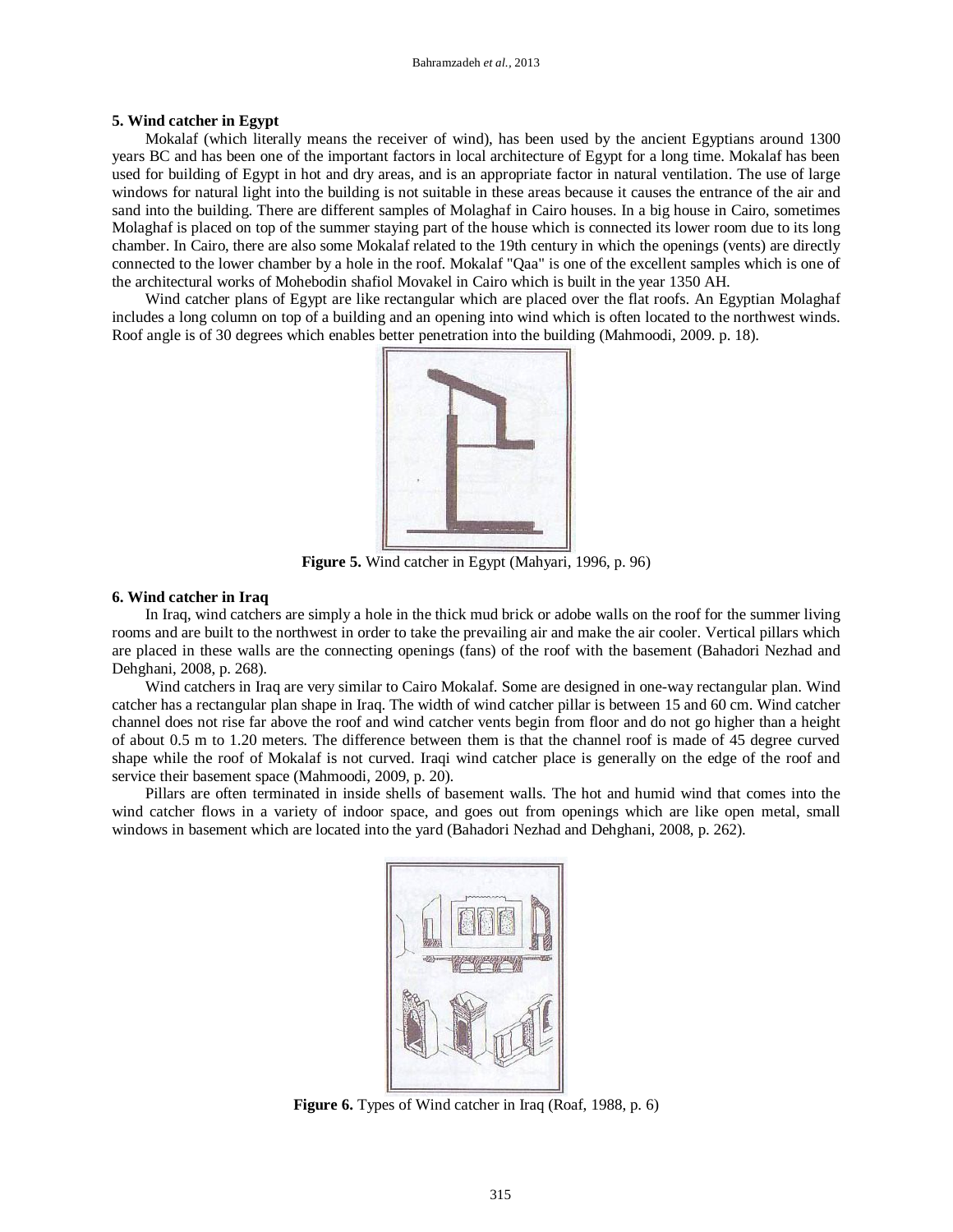### 5. Wind catcher in Egypt

Mokalaf (which literally means the receiver of wind), has been used by the ancient Egyptians around 1300 years BC and has been one of the important factors in local architecture of Egypt for a long time. Mokalaf has been used for building of Egypt in hot and dry areas, and is an appropriate factor in natural ventilation. The use of large windows for natural light into the building is not suitable in these areas because it causes the entrance of the air and sand into the building. There are different samples of Molaghaf in Cairo houses. In a big house in Cairo, sometimes Molaghaf is placed on top of the summer staying part of the house which is connected its lower room due to its long chamber. In Cairo, there are also some Mokalaf related to the 19th century in which the openings (vents) are directly connected to the lower chamber by a hole in the roof. Mokalaf "Qaa" is one of the excellent samples which is one of the architectural works of Mohebodin shafiol Movakel in Cairo which is built in the year 1350 AH.

Wind catcher plans of Egypt are like rectangular which are placed over the flat roofs. An Egyptian Molaghaf includes a long column on top of a building and an opening into wind which is often located to the northwest winds. Roof angle is of 30 degrees which enables better penetration into the building (Mahmoodi, 2009. p. 18).

**Figure 5.** Wind catcher in Egypt (Mahyari, 1996, p. 96)

### 6. Wind catcher in Iraq

In Iraq, wind catchers are simply a hole in the thick mud brick or adobe walls on the roof for the summer living rooms and are built to the northwest in order to take the prevailing air and make the air cooler. Vertical pillars which are placed in these walls are the connecting openings (fans) of the roof with the basement (Bahadori Nezhad and Dehghani, 2008, p. 268).

Wind catchers in Iraq are very similar to Cairo Mokalaf. Some are designed in one-way rectangular plan. Wind catcher has a rectangular plan shape in Iraq. The width of wind catcher pillar is between 15 and 60 cm. Wind catcher channel does not rise far above the roof and wind catcher vents begin from floor and do not go higher than a height of about 0.5 m to 1.20 meters. The difference between them is that the channel roof is made of 45 degree curved shape while the roof of Mokalaf is not curved. Iraqi wind catcher place is generally on the edge of the roof and service their basement space (Mahmoodi, 2009, p. 20).

Pillars are often terminated in inside shells of basement walls. The hot and humid wind that comes into the wind catcher flows in a variety of indoor space, and goes out from openings which are like open metal, small windows in basement which are located into the yard (Bahadori Nezhad and Dehghani, 2008, p. 262).

**Figure 6.** Types of Wind catcher in Iraq (Roaf, 1988, p. 6)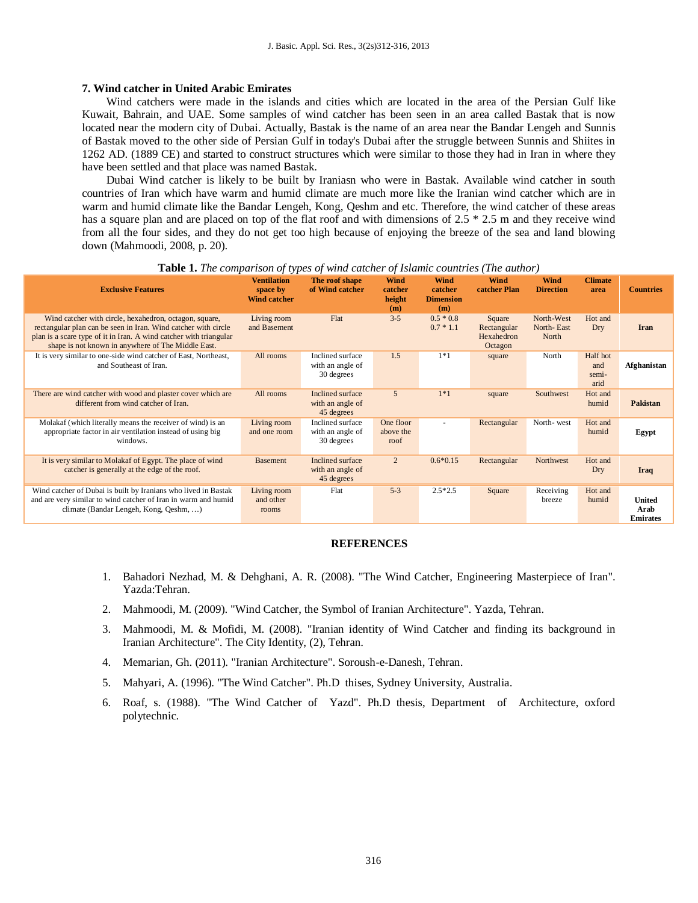### 7. Wind catcher in United Arabic Emirates

Wind catchers were made in the islands and cities which are located in the area of the Persian Gulf like Kuwait, Bahrain, and UAE. Some samples of wind catcher has been seen in an area called Bastak that is now located near the modern city of Dubai. Actually, Bastak is the name of an area near the Bandar Lengeh and Sunnis of Bastak moved to the other side of Persian Gulf in today's Dubai after the struggle between Sunnis and Shiites in 1262 AD. (1889 CE) and started to construct structures which were similar to those they had in Iran in where they have been settled and that place was named Bastak.

Dubai Wind catcher is likely to be built by Iraniasn who were in Bastak. Available wind catcher in south countries of Iran which have warm and humid climate are much more like the Iranian wind catcher which are in warm and humid climate like the Bandar Lengeh, Kong, Qeshm and etc. Therefore, the wind catcher of these areas has a square plan and are placed on top of the flat roof and with dimensions of 2.5 * 2.5 m and they receive wind from all the four sides, and they do not get too high because of enjoying the breeze of the sea and land blowing down (Mahmoodi, 2008, p. 20).

**Table 1.** *The comparison of types of wind catcher of Islamic countries (The author)*

| Exclusive Features | Ventilation space by Wind catcher | The roof shape of Wind catcher | Wind catcher height (m) | Wind catcher Dimension (m) | Wind catcher Plan | Wind Direction | Climate area | Countries |
|---|---|---|---|---|---|---|---|---|
| Wind catcher with circle, hexahedron, octagon, square, rectangular plan can be seen in Iran. Wind catcher with circle plan is a scare type of it in Iran. A wind catcher with triangular shape is not known in anywhere of The Middle East. | Living room and Basement | Flat | 3-5 | 0.5 * 0.8<br>0.7 * 1.1 | Square<br>Rectangular<br>Hexahedron<br>Octagon | North-West<br>North- East<br>North | Hot and Dry | **Iran** |
| It is very similar to one-side wind catcher of East, Northeast, and Southeast of Iran. | All rooms | Inclined surface with an angle of 30 degrees | 1.5 | 1*1 | square | North | Half hot and semi-arid | **Afghanistan** |
| There are wind catcher with wood and plaster cover which are different from wind catcher of Iran. | All rooms | Inclined surface with an angle of 45 degrees | 5 | 1*1 | square | Southwest | Hot and humid | **Pakistan** |
| Molakaf (which literally means the receiver of wind) is an appropriate factor in air ventilation instead of using big windows. | Living room and one room | Inclined surface with an angle of 30 degrees | One floor above the roof | - | Rectangular | North- west | Hot and humid | **Egypt** |
| It is very similar to Molakaf of Egypt. The place of wind catcher is generally at the edge of the roof. | Basement | Inclined surface with an angle of 45 degrees | 2 | 0.6*0.15 | Rectangular | Northwest | Hot and Dry | **Iraq** |
| Wind catcher of Dubai is built by Iranians who lived in Bastak and are very similar to wind catcher of Iran in warm and humid climate (Bandar Lengeh, Kong, Qeshm, …) | Living room and other rooms | Flat | 5-3 | 2.5*2.5 | Square | Receiving breeze | Hot and humid | **United Arab Emirates** |

## REFERENCES

1. Bahadori Nezhad, M. & Dehghani, A. R. (2008). "The Wind Catcher, Engineering Masterpiece of Iran". Yazda:Tehran.
2. Mahmoodi, M. (2009). "Wind Catcher, the Symbol of Iranian Architecture". Yazda, Tehran.
3. Mahmoodi, M. & Mofidi, M. (2008). "Iranian identity of Wind Catcher and finding its background in Iranian Architecture". The City Identity, (2), Tehran.
4. Memarian, Gh. (2011). "Iranian Architecture". Soroush-e-Danesh, Tehran.
5. Mahyari, A. (1996). "The Wind Catcher". Ph.D thises, Sydney University, Australia.
6. Roaf, s. (1988). "The Wind Catcher of Yazd". Ph.D thesis, Department of Architecture, oxford polytechnic.